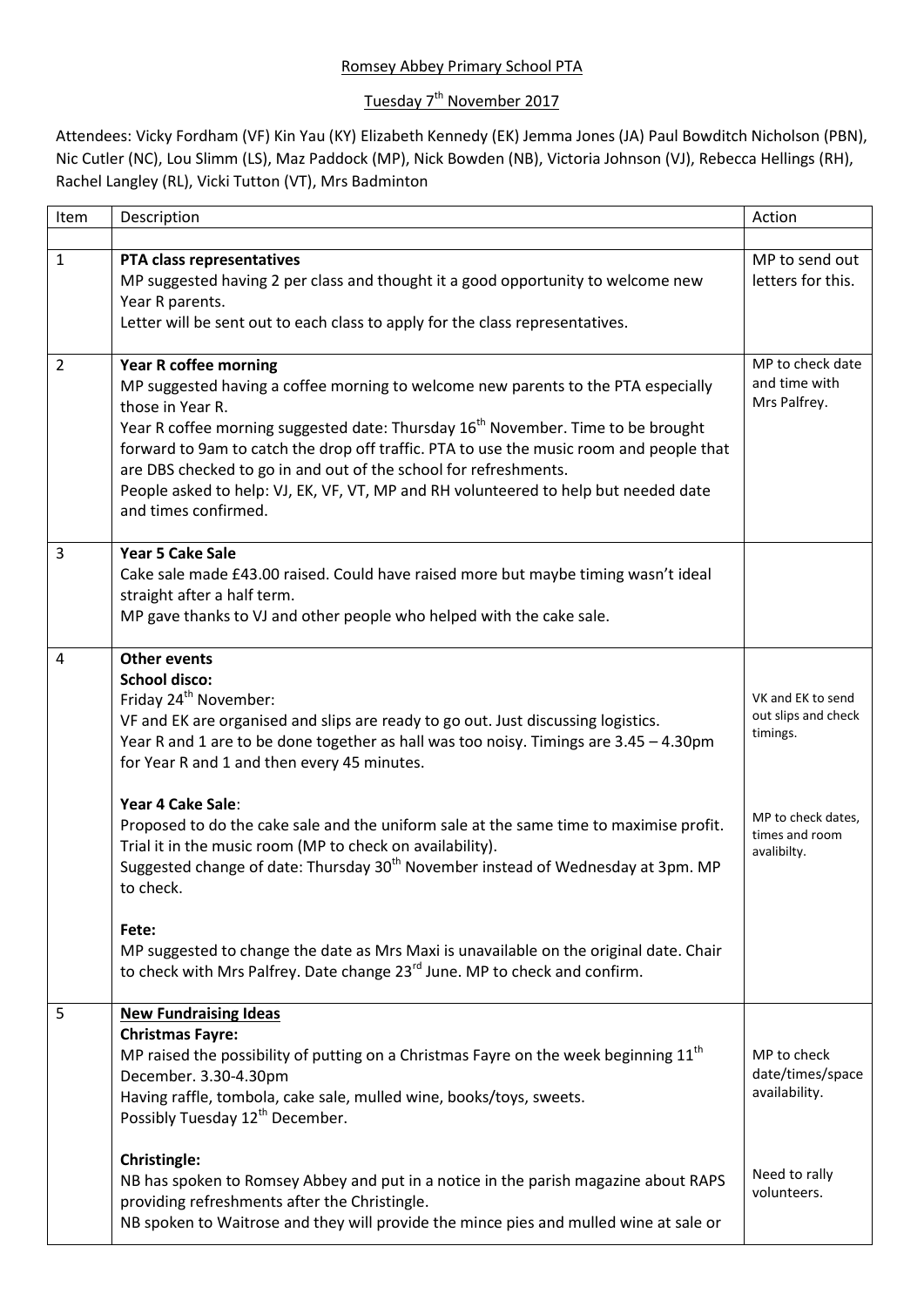Romsey Abbey Primary School PTA

Tuesday 7th November 2017

Attendees: Vicky Fordham (VF) Kin Yau (KY) Elizabeth Kennedy (EK) Jemma Jones (JA) Paul Bowditch Nicholson (PBN), Nic Cutler (NC), Lou Slimm (LS), Maz Paddock (MP), Nick Bowden (NB), Victoria Johnson (VJ), Rebecca Hellings (RH), Rachel Langley (RL), Vicki Tutton (VT), Mrs Badminton

| Item | Description | Action |
| --- | --- | --- |
| | | |
| 1 | **PTA class representatives**<br>MP suggested having 2 per class and thought it a good opportunity to welcome new Year R parents.<br>Letter will be sent out to each class to apply for the class representatives. | MP to send out letters for this. |
| 2 | **Year R coffee morning**<br>MP suggested having a coffee morning to welcome new parents to the PTA especially those in Year R.<br>Year R coffee morning suggested date: Thursday 16th November. Time to be brought forward to 9am to catch the drop off traffic. PTA to use the music room and people that are DBS checked to go in and out of the school for refreshments.<br>People asked to help: VJ, EK, VF, VT, MP and RH volunteered to help but needed date and times confirmed. | MP to check date and time with Mrs Palfrey. |
| 3 | **Year 5 Cake Sale**<br>Cake sale made £43.00 raised. Could have raised more but maybe timing wasn't ideal straight after a half term.<br>MP gave thanks to VJ and other people who helped with the cake sale. | |
| 4 | **Other events**<br>**School disco:**<br>Friday 24th November:<br>VF and EK are organised and slips are ready to go out. Just discussing logistics.<br>Year R and 1 are to be done together as hall was too noisy. Timings are 3.45 – 4.30pm for Year R and 1 and then every 45 minutes.<br><br>**Year 4 Cake Sale**:<br>Proposed to do the cake sale and the uniform sale at the same time to maximise profit. Trial it in the music room (MP to check on availability).<br>Suggested change of date: Thursday 30th November instead of Wednesday at 3pm. MP to check.<br><br>**Fete:**<br>MP suggested to change the date as Mrs Maxi is unavailable on the original date. Chair to check with Mrs Palfrey. Date change 23rd June. MP to check and confirm. | VK and EK to send out slips and check timings.<br><br>MP to check dates, times and room avalibilty. |
| 5 | **New Fundraising Ideas**<br>**Christmas Fayre:**<br>MP raised the possibility of putting on a Christmas Fayre on the week beginning 11th December. 3.30-4.30pm<br>Having raffle, tombola, cake sale, mulled wine, books/toys, sweets.<br>Possibly Tuesday 12th December.<br><br>**Christingle:**<br>NB has spoken to Romsey Abbey and put in a notice in the parish magazine about RAPS providing refreshments after the Christingle.<br>NB spoken to Waitrose and they will provide the mince pies and mulled wine at sale or | MP to check date/times/space availability.<br><br>Need to rally volunteers. |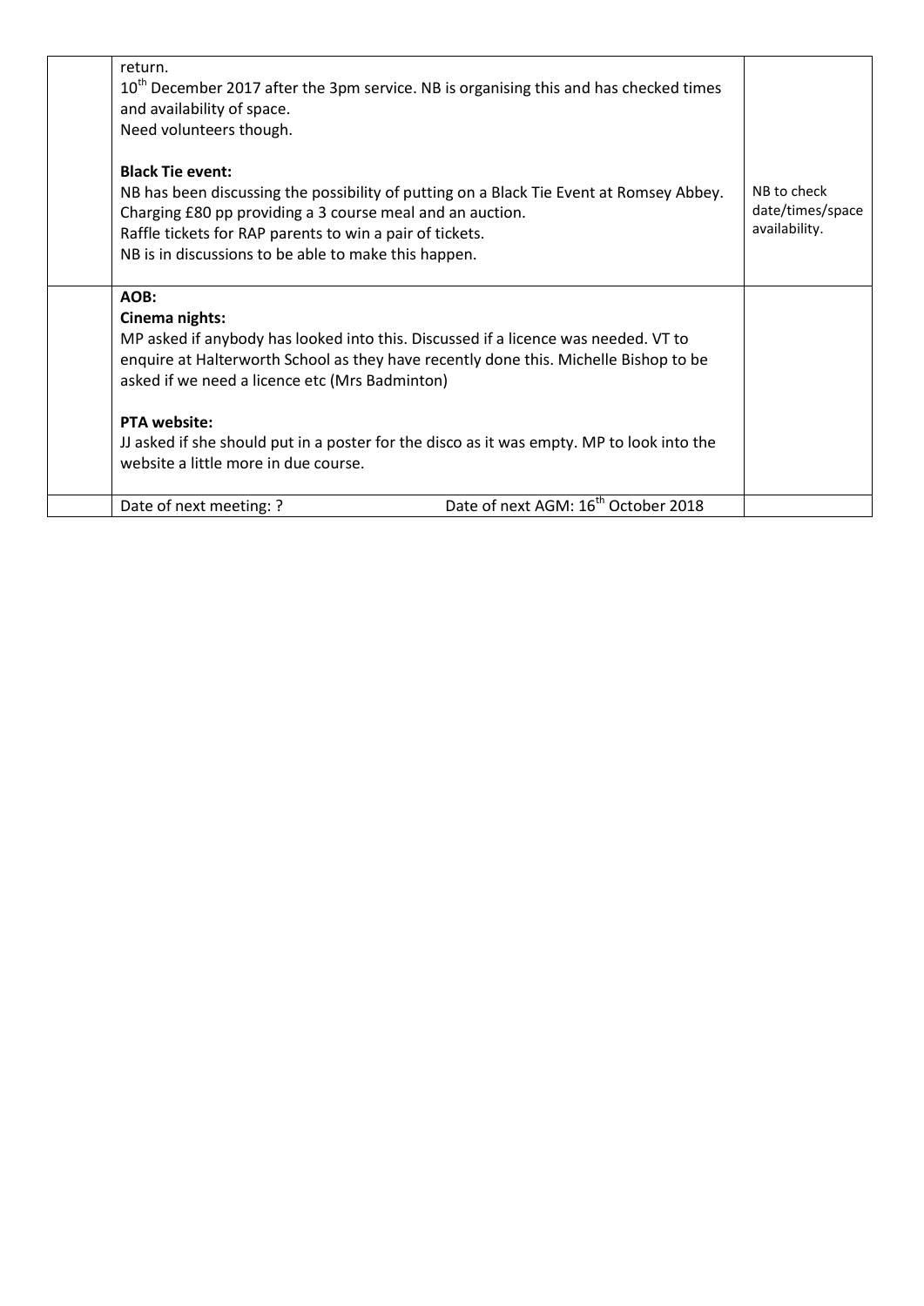| | | |
|---|---|---|
| | return.<br>10th December 2017 after the 3pm service. NB is organising this and has checked times and availability of space.<br>Need volunteers though.<br><br>**Black Tie event:**<br>NB has been discussing the possibility of putting on a Black Tie Event at Romsey Abbey.<br>Charging £80 pp providing a 3 course meal and an auction.<br>Raffle tickets for RAP parents to win a pair of tickets.<br>NB is in discussions to be able to make this happen. | NB to check date/times/space availability. |
| | **AOB:**<br>**Cinema nights:**<br>MP asked if anybody has looked into this. Discussed if a licence was needed. VT to enquire at Halterworth School as they have recently done this. Michelle Bishop to be asked if we need a licence etc (Mrs Badminton)<br><br>**PTA website:**<br>JJ asked if she should put in a poster for the disco as it was empty. MP to look into the website a little more in due course. | |
| | Date of next meeting: ? Date of next AGM: 16th October 2018 | |